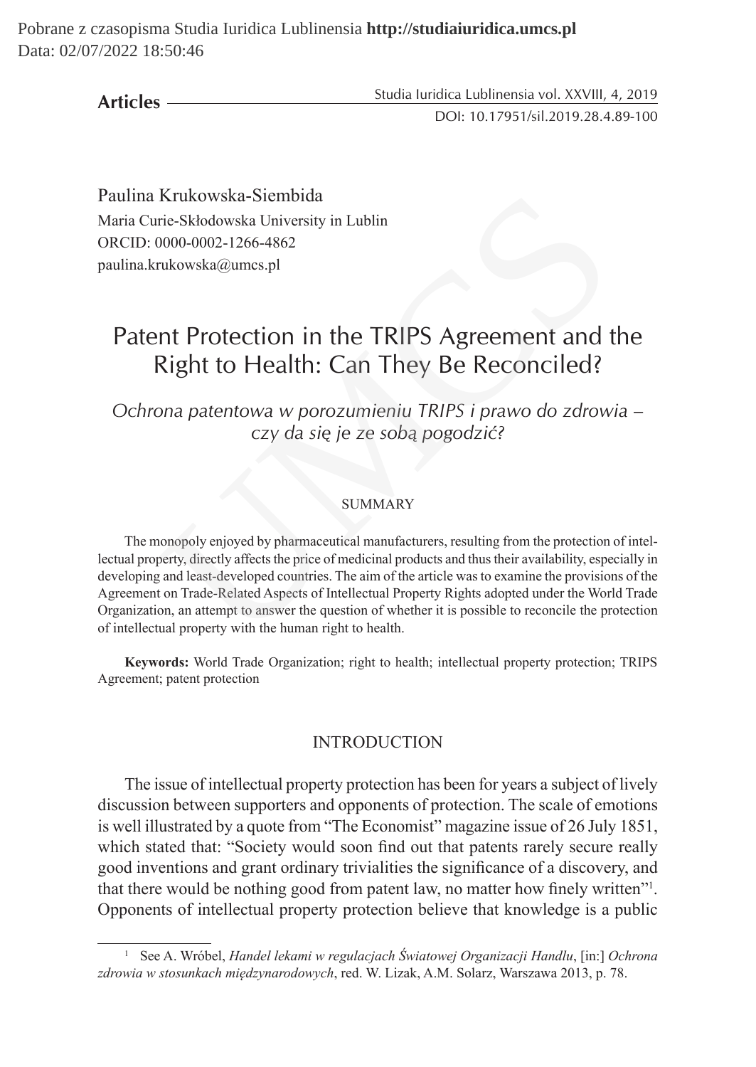**Articles**

Paulina Krukowska-Siembida
Maria Curie-Skłodowska University in Lublin
ORCID: 0000-0002-1266-4862
paulina.krukowska@umcs.pl

# Patent Protection in the TRIPS Agreement and the Right to Health: Can They Be Reconciled?

*Ochrona patentowa w porozumieniu TRIPS i prawo do zdrowia – czy da się je ze sobą pogodzić?*

## SUMMARY

The monopoly enjoyed by pharmaceutical manufacturers, resulting from the protection of intellectual property, directly affects the price of medicinal products and thus their availability, especially in developing and least-developed countries. The aim of the article was to examine the provisions of the Agreement on Trade-Related Aspects of Intellectual Property Rights adopted under the World Trade Organization, an attempt to answer the question of whether it is possible to reconcile the protection of intellectual property with the human right to health.

**Keywords:** World Trade Organization; right to health; intellectual property protection; TRIPS Agreement; patent protection

## INTRODUCTION

The issue of intellectual property protection has been for years a subject of lively discussion between supporters and opponents of protection. The scale of emotions is well illustrated by a quote from "The Economist" magazine issue of 26 July 1851, which stated that: "Society would soon find out that patents rarely secure really good inventions and grant ordinary trivialities the significance of a discovery, and that there would be nothing good from patent law, no matter how finely written"[1]. Opponents of intellectual property protection believe that knowledge is a public

---

[1] See A. Wróbel, *Handel lekami w regulacjach Światowej Organizacji Handlu*, [in:] *Ochrona zdrowia w stosunkach międzynarodowych*, red. W. Lizak, A.M. Solarz, Warszawa 2013, p. 78.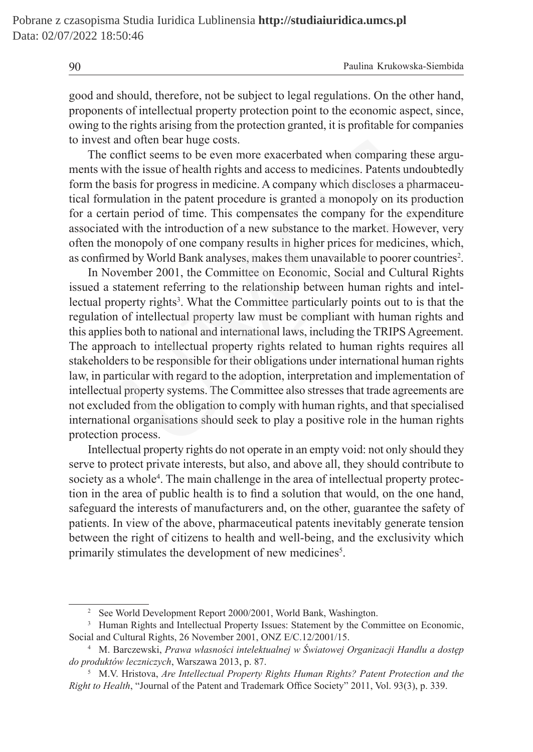good and should, therefore, not be subject to legal regulations. On the other hand, proponents of intellectual property protection point to the economic aspect, since, owing to the rights arising from the protection granted, it is profitable for companies to invest and often bear huge costs.

The conflict seems to be even more exacerbated when comparing these arguments with the issue of health rights and access to medicines. Patents undoubtedly form the basis for progress in medicine. A company which discloses a pharmaceutical formulation in the patent procedure is granted a monopoly on its production for a certain period of time. This compensates the company for the expenditure associated with the introduction of a new substance to the market. However, very often the monopoly of one company results in higher prices for medicines, which, as confirmed by World Bank analyses, makes them unavailable to poorer countries[2].

In November 2001, the Committee on Economic, Social and Cultural Rights issued a statement referring to the relationship between human rights and intellectual property rights[3]. What the Committee particularly points out to is that the regulation of intellectual property law must be compliant with human rights and this applies both to national and international laws, including the TRIPS Agreement. The approach to intellectual property rights related to human rights requires all stakeholders to be responsible for their obligations under international human rights law, in particular with regard to the adoption, interpretation and implementation of intellectual property systems. The Committee also stresses that trade agreements are not excluded from the obligation to comply with human rights, and that specialised international organisations should seek to play a positive role in the human rights protection process.

Intellectual property rights do not operate in an empty void: not only should they serve to protect private interests, but also, and above all, they should contribute to society as a whole[4]. The main challenge in the area of intellectual property protection in the area of public health is to find a solution that would, on the one hand, safeguard the interests of manufacturers and, on the other, guarantee the safety of patients. In view of the above, pharmaceutical patents inevitably generate tension between the right of citizens to health and well-being, and the exclusivity which primarily stimulates the development of new medicines[5].

---

[2] See World Development Report 2000/2001, World Bank, Washington.

[3] Human Rights and Intellectual Property Issues: Statement by the Committee on Economic, Social and Cultural Rights, 26 November 2001, ONZ E/C.12/2001/15.

[4] M. Barczewski, *Prawa własności intelektualnej w Światowej Organizacji Handlu a dostęp do produktów leczniczych*, Warszawa 2013, p. 87.

[5] M.V. Hristova, *Are Intellectual Property Rights Human Rights? Patent Protection and the Right to Health*, "Journal of the Patent and Trademark Office Society" 2011, Vol. 93(3), p. 339.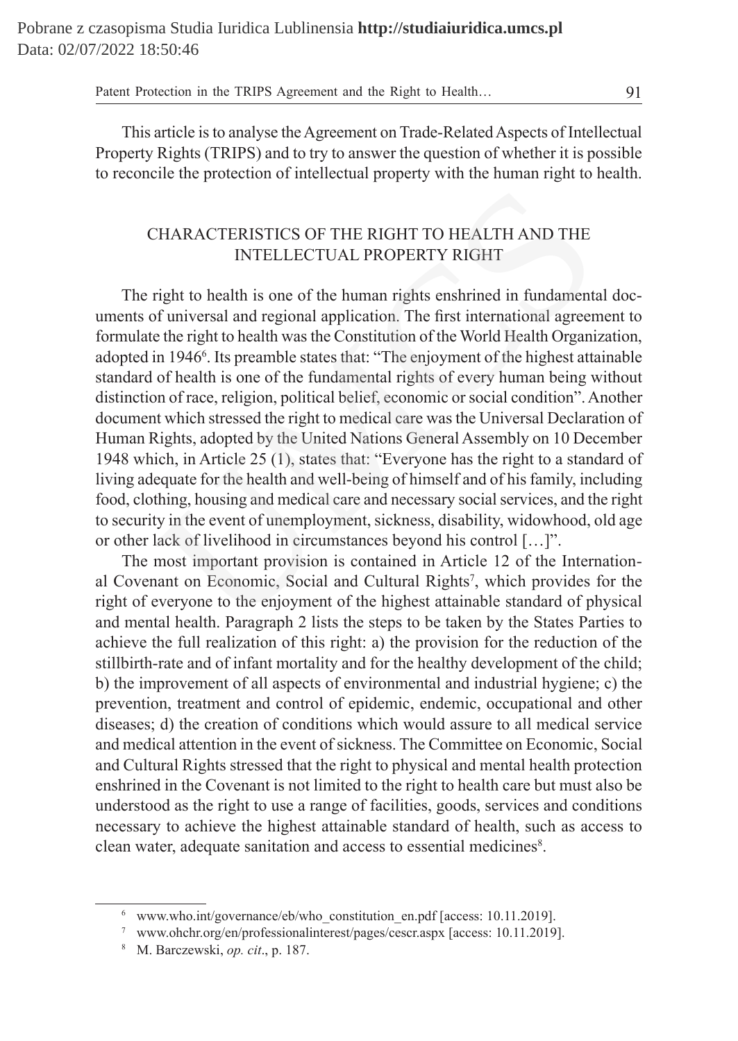This article is to analyse the Agreement on Trade-Related Aspects of Intellectual Property Rights (TRIPS) and to try to answer the question of whether it is possible to reconcile the protection of intellectual property with the human right to health.

## CHARACTERISTICS OF THE RIGHT TO HEALTH AND THE INTELLECTUAL PROPERTY RIGHT

The right to health is one of the human rights enshrined in fundamental documents of universal and regional application. The first international agreement to formulate the right to health was the Constitution of the World Health Organization, adopted in 1946[6]. Its preamble states that: "The enjoyment of the highest attainable standard of health is one of the fundamental rights of every human being without distinction of race, religion, political belief, economic or social condition". Another document which stressed the right to medical care was the Universal Declaration of Human Rights, adopted by the United Nations General Assembly on 10 December 1948 which, in Article 25 (1), states that: "Everyone has the right to a standard of living adequate for the health and well-being of himself and of his family, including food, clothing, housing and medical care and necessary social services, and the right to security in the event of unemployment, sickness, disability, widowhood, old age or other lack of livelihood in circumstances beyond his control […]".

The most important provision is contained in Article 12 of the International Covenant on Economic, Social and Cultural Rights[7], which provides for the right of everyone to the enjoyment of the highest attainable standard of physical and mental health. Paragraph 2 lists the steps to be taken by the States Parties to achieve the full realization of this right: a) the provision for the reduction of the stillbirth-rate and of infant mortality and for the healthy development of the child; b) the improvement of all aspects of environmental and industrial hygiene; c) the prevention, treatment and control of epidemic, endemic, occupational and other diseases; d) the creation of conditions which would assure to all medical service and medical attention in the event of sickness. The Committee on Economic, Social and Cultural Rights stressed that the right to physical and mental health protection enshrined in the Covenant is not limited to the right to health care but must also be understood as the right to use a range of facilities, goods, services and conditions necessary to achieve the highest attainable standard of health, such as access to clean water, adequate sanitation and access to essential medicines[8].

---

[6] www.who.int/governance/eb/who_constitution_en.pdf [access: 10.11.2019].

[7] www.ohchr.org/en/professionalinterest/pages/cescr.aspx [access: 10.11.2019].

[8] M. Barczewski, *op. cit*., p. 187.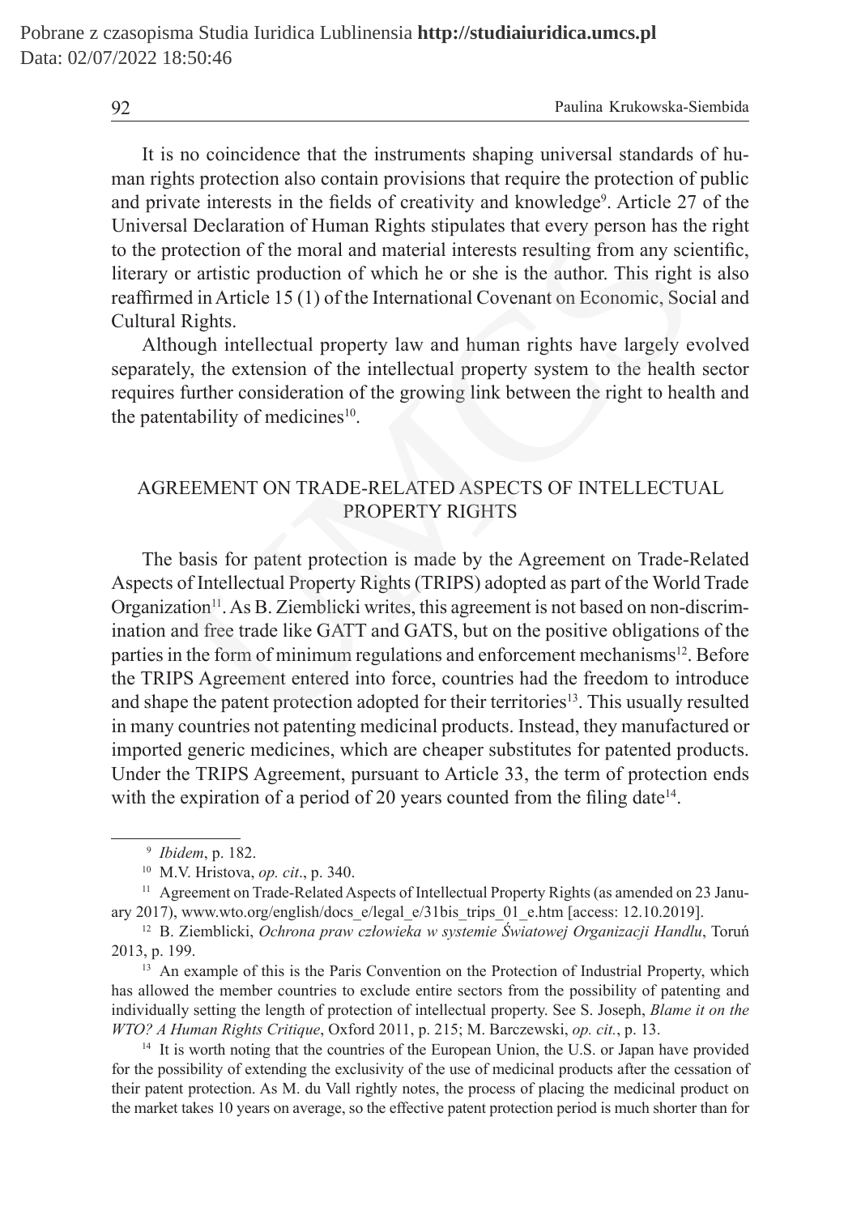It is no coincidence that the instruments shaping universal standards of human rights protection also contain provisions that require the protection of public and private interests in the fields of creativity and knowledge[9]. Article 27 of the Universal Declaration of Human Rights stipulates that every person has the right to the protection of the moral and material interests resulting from any scientific, literary or artistic production of which he or she is the author. This right is also reaffirmed in Article 15 (1) of the International Covenant on Economic, Social and Cultural Rights.

Although intellectual property law and human rights have largely evolved separately, the extension of the intellectual property system to the health sector requires further consideration of the growing link between the right to health and the patentability of medicines[10].

## AGREEMENT ON TRADE-RELATED ASPECTS OF INTELLECTUAL PROPERTY RIGHTS

The basis for patent protection is made by the Agreement on Trade-Related Aspects of Intellectual Property Rights (TRIPS) adopted as part of the World Trade Organization[11]. As B. Ziemblicki writes, this agreement is not based on non-discrimination and free trade like GATT and GATS, but on the positive obligations of the parties in the form of minimum regulations and enforcement mechanisms[12]. Before the TRIPS Agreement entered into force, countries had the freedom to introduce and shape the patent protection adopted for their territories[13]. This usually resulted in many countries not patenting medicinal products. Instead, they manufactured or imported generic medicines, which are cheaper substitutes for patented products. Under the TRIPS Agreement, pursuant to Article 33, the term of protection ends with the expiration of a period of 20 years counted from the filing date[14].

---

[9] *Ibidem*, p. 182.

[10] M.V. Hristova, *op. cit*., p. 340.

[11] Agreement on Trade-Related Aspects of Intellectual Property Rights (as amended on 23 January 2017), www.wto.org/english/docs_e/legal_e/31bis_trips_01_e.htm [access: 12.10.2019].

[12] B. Ziemblicki, *Ochrona praw człowieka w systemie Światowej Organizacji Handlu*, Toruń 2013, p. 199.

[13] An example of this is the Paris Convention on the Protection of Industrial Property, which has allowed the member countries to exclude entire sectors from the possibility of patenting and individually setting the length of protection of intellectual property. See S. Joseph, *Blame it on the WTO? A Human Rights Critique*, Oxford 2011, p. 215; M. Barczewski, *op. cit.*, p. 13.

[14] It is worth noting that the countries of the European Union, the U.S. or Japan have provided for the possibility of extending the exclusivity of the use of medicinal products after the cessation of their patent protection. As M. du Vall rightly notes, the process of placing the medicinal product on the market takes 10 years on average, so the effective patent protection period is much shorter than for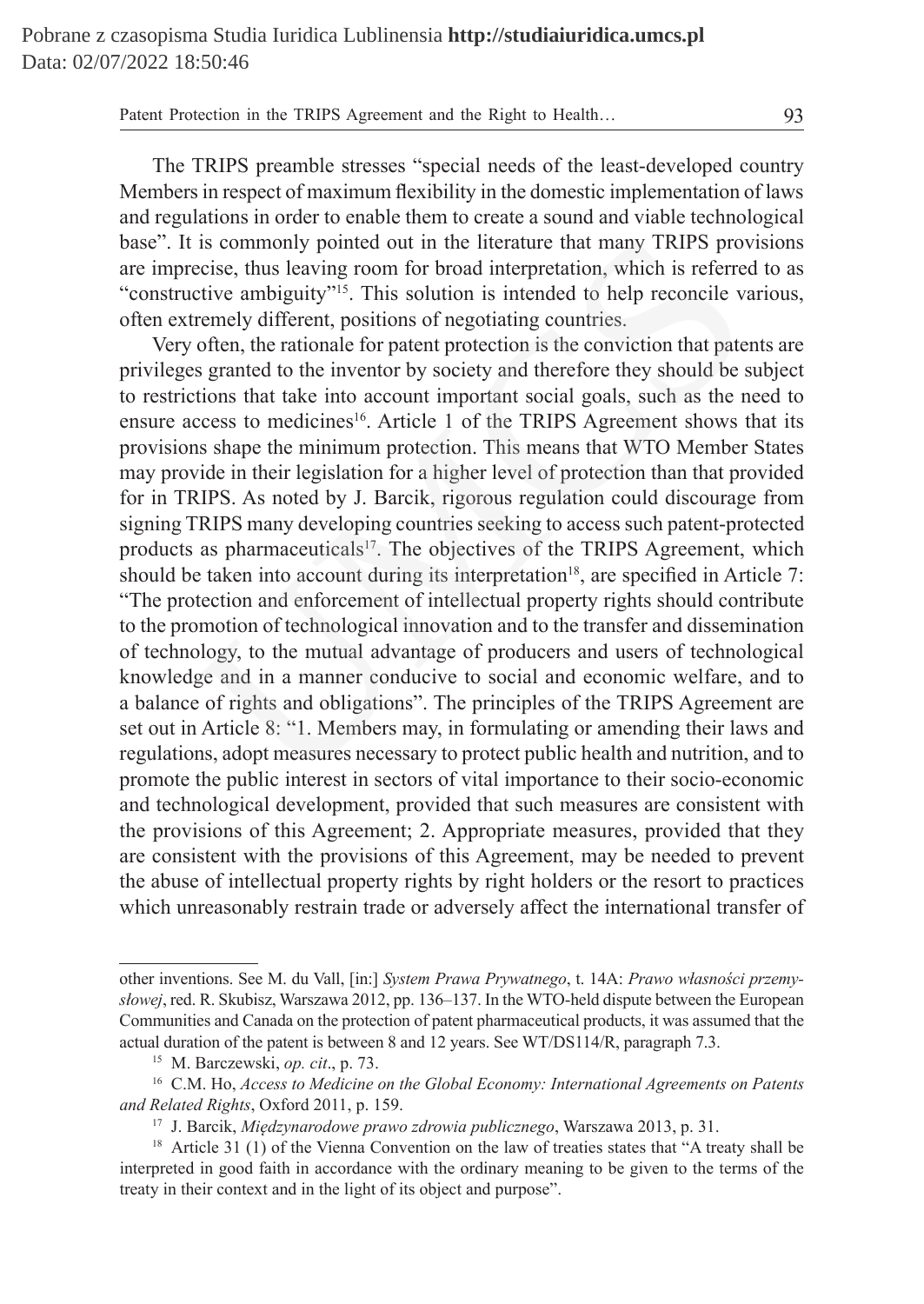The TRIPS preamble stresses "special needs of the least-developed country Members in respect of maximum flexibility in the domestic implementation of laws and regulations in order to enable them to create a sound and viable technological base". It is commonly pointed out in the literature that many TRIPS provisions are imprecise, thus leaving room for broad interpretation, which is referred to as "constructive ambiguity"[15]. This solution is intended to help reconcile various, often extremely different, positions of negotiating countries.

Very often, the rationale for patent protection is the conviction that patents are privileges granted to the inventor by society and therefore they should be subject to restrictions that take into account important social goals, such as the need to ensure access to medicines[16]. Article 1 of the TRIPS Agreement shows that its provisions shape the minimum protection. This means that WTO Member States may provide in their legislation for a higher level of protection than that provided for in TRIPS. As noted by J. Barcik, rigorous regulation could discourage from signing TRIPS many developing countries seeking to access such patent-protected products as pharmaceuticals[17]. The objectives of the TRIPS Agreement, which should be taken into account during its interpretation[18], are specified in Article 7: "The protection and enforcement of intellectual property rights should contribute to the promotion of technological innovation and to the transfer and dissemination of technology, to the mutual advantage of producers and users of technological knowledge and in a manner conducive to social and economic welfare, and to a balance of rights and obligations". The principles of the TRIPS Agreement are set out in Article 8: "1. Members may, in formulating or amending their laws and regulations, adopt measures necessary to protect public health and nutrition, and to promote the public interest in sectors of vital importance to their socio-economic and technological development, provided that such measures are consistent with the provisions of this Agreement; 2. Appropriate measures, provided that they are consistent with the provisions of this Agreement, may be needed to prevent the abuse of intellectual property rights by right holders or the resort to practices which unreasonably restrain trade or adversely affect the international transfer of

---

other inventions. See M. du Vall, [in:] *System Prawa Prywatnego*, t. 14A: *Prawo własności przemysłowej*, red. R. Skubisz, Warszawa 2012, pp. 136–137. In the WTO-held dispute between the European Communities and Canada on the protection of patent pharmaceutical products, it was assumed that the actual duration of the patent is between 8 and 12 years. See WT/DS114/R, paragraph 7.3.

[15] M. Barczewski, *op. cit*., p. 73.

[16] C.M. Ho, *Access to Medicine on the Global Economy: International Agreements on Patents and Related Rights*, Oxford 2011, p. 159.

[17] J. Barcik, *Międzynarodowe prawo zdrowia publicznego*, Warszawa 2013, p. 31.

[18] Article 31 (1) of the Vienna Convention on the law of treaties states that "A treaty shall be interpreted in good faith in accordance with the ordinary meaning to be given to the terms of the treaty in their context and in the light of its object and purpose".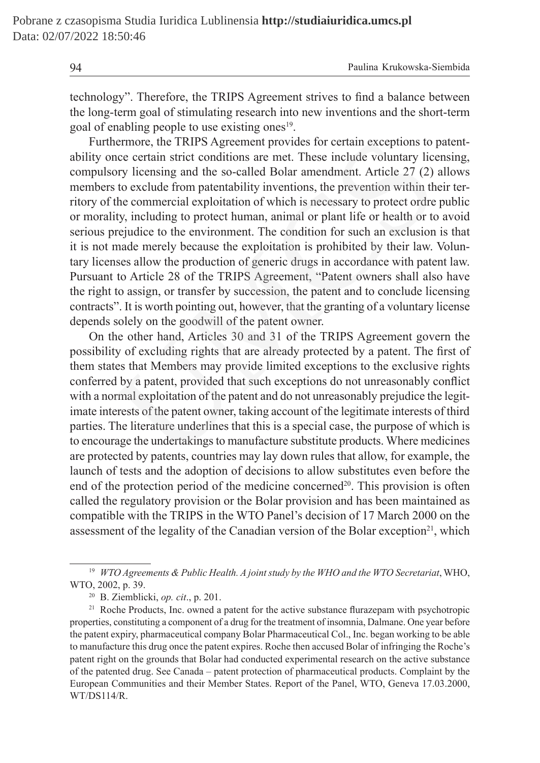technology". Therefore, the TRIPS Agreement strives to find a balance between the long-term goal of stimulating research into new inventions and the short-term goal of enabling people to use existing ones[19].

Furthermore, the TRIPS Agreement provides for certain exceptions to patentability once certain strict conditions are met. These include voluntary licensing, compulsory licensing and the so-called Bolar amendment. Article 27 (2) allows members to exclude from patentability inventions, the prevention within their territory of the commercial exploitation of which is necessary to protect ordre public or morality, including to protect human, animal or plant life or health or to avoid serious prejudice to the environment. The condition for such an exclusion is that it is not made merely because the exploitation is prohibited by their law. Voluntary licenses allow the production of generic drugs in accordance with patent law. Pursuant to Article 28 of the TRIPS Agreement, "Patent owners shall also have the right to assign, or transfer by succession, the patent and to conclude licensing contracts". It is worth pointing out, however, that the granting of a voluntary license depends solely on the goodwill of the patent owner.

On the other hand, Articles 30 and 31 of the TRIPS Agreement govern the possibility of excluding rights that are already protected by a patent. The first of them states that Members may provide limited exceptions to the exclusive rights conferred by a patent, provided that such exceptions do not unreasonably conflict with a normal exploitation of the patent and do not unreasonably prejudice the legitimate interests of the patent owner, taking account of the legitimate interests of third parties. The literature underlines that this is a special case, the purpose of which is to encourage the undertakings to manufacture substitute products. Where medicines are protected by patents, countries may lay down rules that allow, for example, the launch of tests and the adoption of decisions to allow substitutes even before the end of the protection period of the medicine concerned[20]. This provision is often called the regulatory provision or the Bolar provision and has been maintained as compatible with the TRIPS in the WTO Panel's decision of 17 March 2000 on the assessment of the legality of the Canadian version of the Bolar exception[21], which

---

[19] *WTO Agreements & Public Health. A joint study by the WHO and the WTO Secretariat*, WHO, WTO, 2002, p. 39.

[20] B. Ziemblicki, *op. cit*., p. 201.

[21] Roche Products, Inc. owned a patent for the active substance flurazepam with psychotropic properties, constituting a component of a drug for the treatment of insomnia, Dalmane. One year before the patent expiry, pharmaceutical company Bolar Pharmaceutical Col., Inc. began working to be able to manufacture this drug once the patent expires. Roche then accused Bolar of infringing the Roche's patent right on the grounds that Bolar had conducted experimental research on the active substance of the patented drug. See Canada – patent protection of pharmaceutical products. Complaint by the European Communities and their Member States. Report of the Panel, WTO, Geneva 17.03.2000, WT/DS114/R.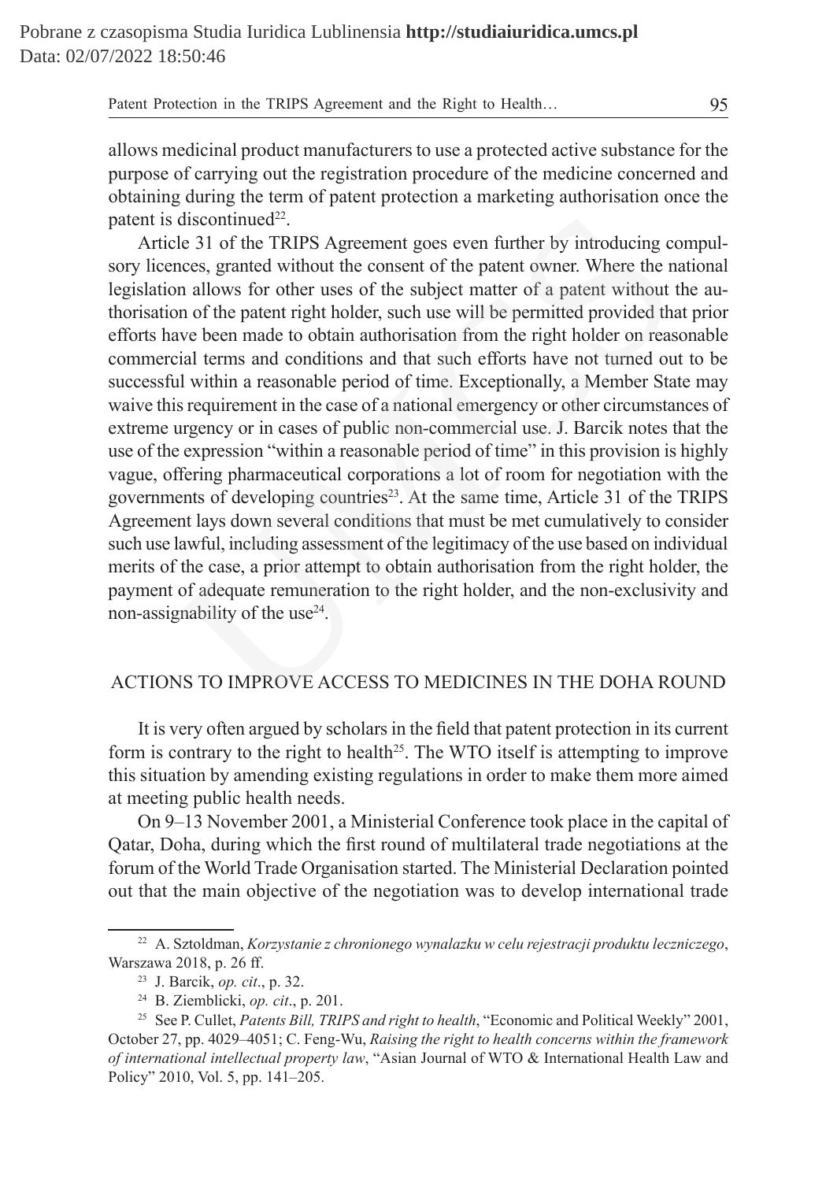allows medicinal product manufacturers to use a protected active substance for the purpose of carrying out the registration procedure of the medicine concerned and obtaining during the term of patent protection a marketing authorisation once the patent is discontinued[22].

Article 31 of the TRIPS Agreement goes even further by introducing compulsory licences, granted without the consent of the patent owner. Where the national legislation allows for other uses of the subject matter of a patent without the authorisation of the patent right holder, such use will be permitted provided that prior efforts have been made to obtain authorisation from the right holder on reasonable commercial terms and conditions and that such efforts have not turned out to be successful within a reasonable period of time. Exceptionally, a Member State may waive this requirement in the case of a national emergency or other circumstances of extreme urgency or in cases of public non-commercial use. J. Barcik notes that the use of the expression "within a reasonable period of time" in this provision is highly vague, offering pharmaceutical corporations a lot of room for negotiation with the governments of developing countries[23]. At the same time, Article 31 of the TRIPS Agreement lays down several conditions that must be met cumulatively to consider such use lawful, including assessment of the legitimacy of the use based on individual merits of the case, a prior attempt to obtain authorisation from the right holder, the payment of adequate remuneration to the right holder, and the non-exclusivity and non-assignability of the use[24].

## ACTIONS TO IMPROVE ACCESS TO MEDICINES IN THE DOHA ROUND

It is very often argued by scholars in the field that patent protection in its current form is contrary to the right to health[25]. The WTO itself is attempting to improve this situation by amending existing regulations in order to make them more aimed at meeting public health needs.

On 9–13 November 2001, a Ministerial Conference took place in the capital of Qatar, Doha, during which the first round of multilateral trade negotiations at the forum of the World Trade Organisation started. The Ministerial Declaration pointed out that the main objective of the negotiation was to develop international trade

---

[22] A. Sztoldman, *Korzystanie z chronionego wynalazku w celu rejestracji produktu leczniczego*, Warszawa 2018, p. 26 ff.

[23] J. Barcik, *op. cit*., p. 32.

[24] B. Ziemblicki, *op. cit*., p. 201.

[25] See P. Cullet, *Patents Bill, TRIPS and right to health*, "Economic and Political Weekly" 2001, October 27, pp. 4029–4051; C. Feng-Wu, *Raising the right to health concerns within the framework of international intellectual property law*, "Asian Journal of WTO & International Health Law and Policy" 2010, Vol. 5, pp. 141–205.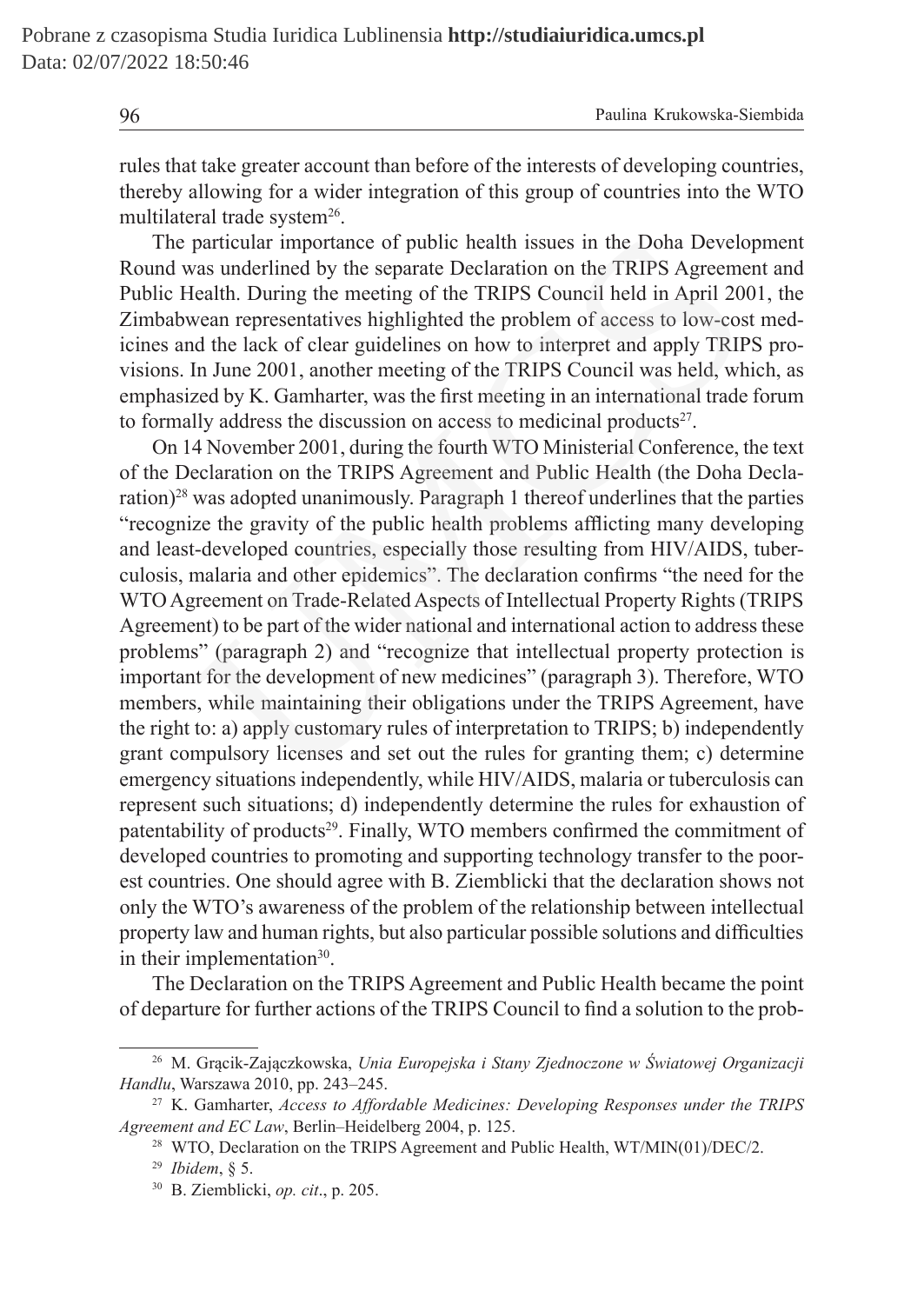rules that take greater account than before of the interests of developing countries, thereby allowing for a wider integration of this group of countries into the WTO multilateral trade system[26].

The particular importance of public health issues in the Doha Development Round was underlined by the separate Declaration on the TRIPS Agreement and Public Health. During the meeting of the TRIPS Council held in April 2001, the Zimbabwean representatives highlighted the problem of access to low-cost medicines and the lack of clear guidelines on how to interpret and apply TRIPS provisions. In June 2001, another meeting of the TRIPS Council was held, which, as emphasized by K. Gamharter, was the first meeting in an international trade forum to formally address the discussion on access to medicinal products[27].

On 14 November 2001, during the fourth WTO Ministerial Conference, the text of the Declaration on the TRIPS Agreement and Public Health (the Doha Declaration)[28] was adopted unanimously. Paragraph 1 thereof underlines that the parties "recognize the gravity of the public health problems afflicting many developing and least-developed countries, especially those resulting from HIV/AIDS, tuberculosis, malaria and other epidemics". The declaration confirms "the need for the WTO Agreement on Trade-Related Aspects of Intellectual Property Rights (TRIPS Agreement) to be part of the wider national and international action to address these problems" (paragraph 2) and "recognize that intellectual property protection is important for the development of new medicines" (paragraph 3). Therefore, WTO members, while maintaining their obligations under the TRIPS Agreement, have the right to: a) apply customary rules of interpretation to TRIPS; b) independently grant compulsory licenses and set out the rules for granting them; c) determine emergency situations independently, while HIV/AIDS, malaria or tuberculosis can represent such situations; d) independently determine the rules for exhaustion of patentability of products[29]. Finally, WTO members confirmed the commitment of developed countries to promoting and supporting technology transfer to the poorest countries. One should agree with B. Ziemblicki that the declaration shows not only the WTO's awareness of the problem of the relationship between intellectual property law and human rights, but also particular possible solutions and difficulties in their implementation[30].

The Declaration on the TRIPS Agreement and Public Health became the point of departure for further actions of the TRIPS Council to find a solution to the prob-

---

[26] M. Grącik-Zajączkowska, *Unia Europejska i Stany Zjednoczone w Światowej Organizacji Handlu*, Warszawa 2010, pp. 243–245.

[27] K. Gamharter, *Access to Affordable Medicines: Developing Responses under the TRIPS Agreement and EC Law*, Berlin–Heidelberg 2004, p. 125.

[28] WTO, Declaration on the TRIPS Agreement and Public Health, WT/MIN(01)/DEC/2.

[29] *Ibidem*, § 5.

[30] B. Ziemblicki, *op. cit*., p. 205.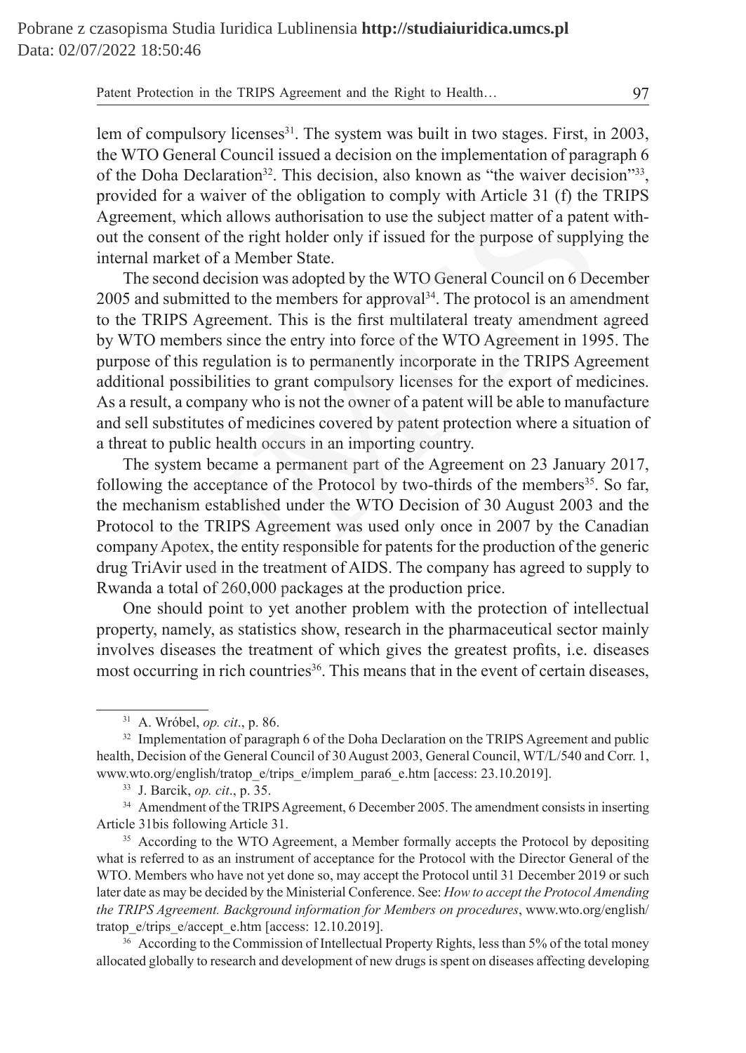lem of compulsory licenses[31]. The system was built in two stages. First, in 2003, the WTO General Council issued a decision on the implementation of paragraph 6 of the Doha Declaration[32]. This decision, also known as "the waiver decision"[33], provided for a waiver of the obligation to comply with Article 31 (f) the TRIPS Agreement, which allows authorisation to use the subject matter of a patent without the consent of the right holder only if issued for the purpose of supplying the internal market of a Member State.

The second decision was adopted by the WTO General Council on 6 December 2005 and submitted to the members for approval[34]. The protocol is an amendment to the TRIPS Agreement. This is the first multilateral treaty amendment agreed by WTO members since the entry into force of the WTO Agreement in 1995. The purpose of this regulation is to permanently incorporate in the TRIPS Agreement additional possibilities to grant compulsory licenses for the export of medicines. As a result, a company who is not the owner of a patent will be able to manufacture and sell substitutes of medicines covered by patent protection where a situation of a threat to public health occurs in an importing country.

The system became a permanent part of the Agreement on 23 January 2017, following the acceptance of the Protocol by two-thirds of the members[35]. So far, the mechanism established under the WTO Decision of 30 August 2003 and the Protocol to the TRIPS Agreement was used only once in 2007 by the Canadian company Apotex, the entity responsible for patents for the production of the generic drug TriAvir used in the treatment of AIDS. The company has agreed to supply to Rwanda a total of 260,000 packages at the production price.

One should point to yet another problem with the protection of intellectual property, namely, as statistics show, research in the pharmaceutical sector mainly involves diseases the treatment of which gives the greatest profits, i.e. diseases most occurring in rich countries[36]. This means that in the event of certain diseases,

---

[31] A. Wróbel, *op. cit*., p. 86.

[32] Implementation of paragraph 6 of the Doha Declaration on the TRIPS Agreement and public health, Decision of the General Council of 30 August 2003, General Council, WT/L/540 and Corr. 1, www.wto.org/english/tratop_e/trips_e/implem_para6_e.htm [access: 23.10.2019].

[33] J. Barcik, *op. cit*., p. 35.

[34] Amendment of the TRIPS Agreement, 6 December 2005. The amendment consists in inserting Article 31bis following Article 31.

[35] According to the WTO Agreement, a Member formally accepts the Protocol by depositing what is referred to as an instrument of acceptance for the Protocol with the Director General of the WTO. Members who have not yet done so, may accept the Protocol until 31 December 2019 or such later date as may be decided by the Ministerial Conference. See: *How to accept the Protocol Amending the TRIPS Agreement. Background information for Members on procedures*, www.wto.org/english/tratop_e/trips_e/accept_e.htm [access: 12.10.2019].

[36] According to the Commission of Intellectual Property Rights, less than 5% of the total money allocated globally to research and development of new drugs is spent on diseases affecting developing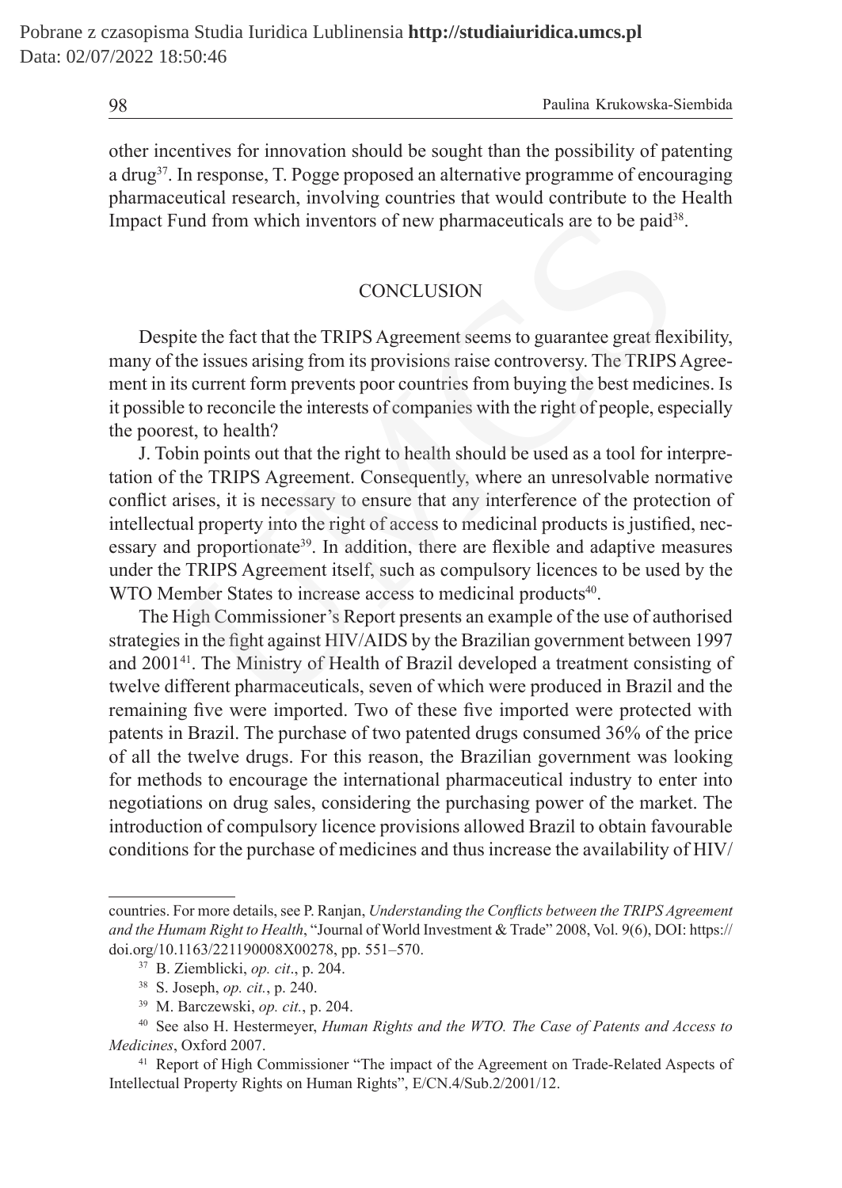other incentives for innovation should be sought than the possibility of patenting a drug[37]. In response, T. Pogge proposed an alternative programme of encouraging pharmaceutical research, involving countries that would contribute to the Health Impact Fund from which inventors of new pharmaceuticals are to be paid[38].

## CONCLUSION

Despite the fact that the TRIPS Agreement seems to guarantee great flexibility, many of the issues arising from its provisions raise controversy. The TRIPS Agreement in its current form prevents poor countries from buying the best medicines. Is it possible to reconcile the interests of companies with the right of people, especially the poorest, to health?

J. Tobin points out that the right to health should be used as a tool for interpretation of the TRIPS Agreement. Consequently, where an unresolvable normative conflict arises, it is necessary to ensure that any interference of the protection of intellectual property into the right of access to medicinal products is justified, necessary and proportionate[39]. In addition, there are flexible and adaptive measures under the TRIPS Agreement itself, such as compulsory licences to be used by the WTO Member States to increase access to medicinal products[40].

The High Commissioner's Report presents an example of the use of authorised strategies in the fight against HIV/AIDS by the Brazilian government between 1997 and 2001[41]. The Ministry of Health of Brazil developed a treatment consisting of twelve different pharmaceuticals, seven of which were produced in Brazil and the remaining five were imported. Two of these five imported were protected with patents in Brazil. The purchase of two patented drugs consumed 36% of the price of all the twelve drugs. For this reason, the Brazilian government was looking for methods to encourage the international pharmaceutical industry to enter into negotiations on drug sales, considering the purchasing power of the market. The introduction of compulsory licence provisions allowed Brazil to obtain favourable conditions for the purchase of medicines and thus increase the availability of HIV/

---

countries. For more details, see P. Ranjan, *Understanding the Conflicts between the TRIPS Agreement and the Humam Right to Health*, "Journal of World Investment & Trade" 2008, Vol. 9(6), DOI: https://doi.org/10.1163/221190008X00278, pp. 551–570.

[37] B. Ziemblicki, *op. cit*., p. 204.

[38] S. Joseph, *op. cit.*, p. 240.

[39] M. Barczewski, *op. cit.*, p. 204.

[40] See also H. Hestermeyer, *Human Rights and the WTO. The Case of Patents and Access to Medicines*, Oxford 2007.

[41] Report of High Commissioner "The impact of the Agreement on Trade-Related Aspects of Intellectual Property Rights on Human Rights", E/CN.4/Sub.2/2001/12.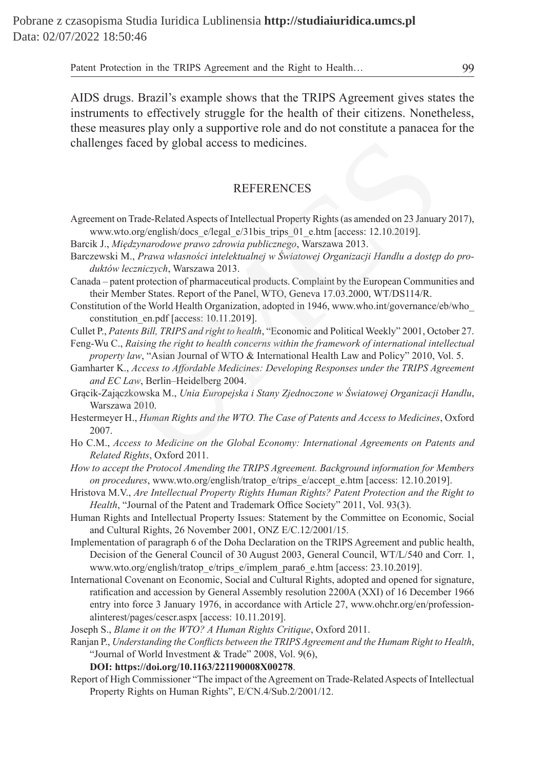AIDS drugs. Brazil's example shows that the TRIPS Agreement gives states the instruments to effectively struggle for the health of their citizens. Nonetheless, these measures play only a supportive role and do not constitute a panacea for the challenges faced by global access to medicines.

## REFERENCES

Agreement on Trade-Related Aspects of Intellectual Property Rights (as amended on 23 January 2017), www.wto.org/english/docs_e/legal_e/31bis_trips_01_e.htm [access: 12.10.2019].

Barcik J., *Międzynarodowe prawo zdrowia publicznego*, Warszawa 2013.

Barczewski M., *Prawa własności intelektualnej w Światowej Organizacji Handlu a dostęp do produktów leczniczych*, Warszawa 2013.

Canada – patent protection of pharmaceutical products. Complaint by the European Communities and their Member States. Report of the Panel, WTO, Geneva 17.03.2000, WT/DS114/R.

Constitution of the World Health Organization, adopted in 1946, www.who.int/governance/eb/who_constitution_en.pdf [access: 10.11.2019].

Cullet P., *Patents Bill, TRIPS and right to health*, "Economic and Political Weekly" 2001, October 27.

Feng-Wu C., *Raising the right to health concerns within the framework of international intellectual property law*, "Asian Journal of WTO & International Health Law and Policy" 2010, Vol. 5.

Gamharter K., *Access to Affordable Medicines: Developing Responses under the TRIPS Agreement and EC Law*, Berlin–Heidelberg 2004.

Grącik-Zajączkowska M., *Unia Europejska i Stany Zjednoczone w Światowej Organizacji Handlu*, Warszawa 2010.

Hestermeyer H., *Human Rights and the WTO. The Case of Patents and Access to Medicines*, Oxford 2007.

Ho C.M., *Access to Medicine on the Global Economy: International Agreements on Patents and Related Rights*, Oxford 2011.

*How to accept the Protocol Amending the TRIPS Agreement. Background information for Members on procedures*, www.wto.org/english/tratop_e/trips_e/accept_e.htm [access: 12.10.2019].

Hristova M.V., *Are Intellectual Property Rights Human Rights? Patent Protection and the Right to Health*, "Journal of the Patent and Trademark Office Society" 2011, Vol. 93(3).

Human Rights and Intellectual Property Issues: Statement by the Committee on Economic, Social and Cultural Rights, 26 November 2001, ONZ E/C.12/2001/15.

Implementation of paragraph 6 of the Doha Declaration on the TRIPS Agreement and public health, Decision of the General Council of 30 August 2003, General Council, WT/L/540 and Corr. 1, www.wto.org/english/tratop_e/trips_e/implem_para6_e.htm [access: 23.10.2019].

International Covenant on Economic, Social and Cultural Rights, adopted and opened for signature, ratification and accession by General Assembly resolution 2200A (XXI) of 16 December 1966 entry into force 3 January 1976, in accordance with Article 27, www.ohchr.org/en/professionalinterest/pages/cescr.aspx [access: 10.11.2019].

Joseph S., *Blame it on the WTO? A Human Rights Critique*, Oxford 2011.

Ranjan P., *Understanding the Conflicts between the TRIPS Agreement and the Humam Right to Health*, "Journal of World Investment & Trade" 2008, Vol. 9(6), **DOI: https://doi.org/10.1163/221190008X00278**.

Report of High Commissioner "The impact of the Agreement on Trade-Related Aspects of Intellectual Property Rights on Human Rights", E/CN.4/Sub.2/2001/12.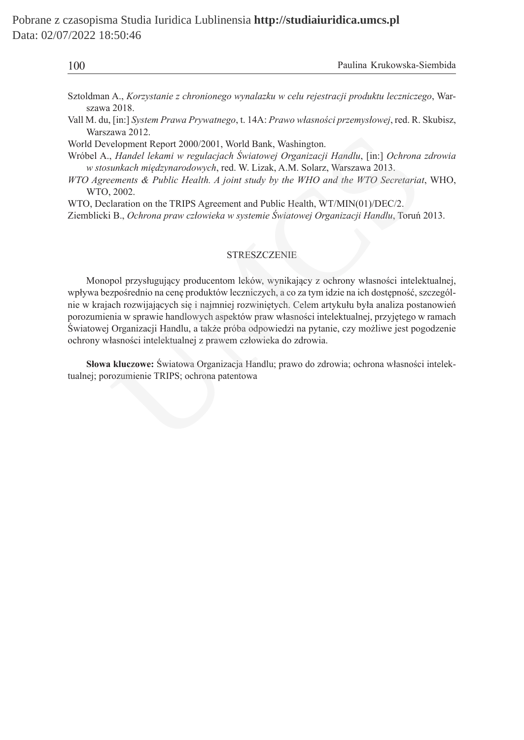Sztoldman A., *Korzystanie z chronionego wynalazku w celu rejestracji produktu leczniczego*, Warszawa 2018.

Vall M. du, [in:] *System Prawa Prywatnego*, t. 14A: *Prawo własności przemysłowej*, red. R. Skubisz, Warszawa 2012.

World Development Report 2000/2001, World Bank, Washington.

Wróbel A., *Handel lekami w regulacjach Światowej Organizacji Handlu*, [in:] *Ochrona zdrowia w stosunkach międzynarodowych*, red. W. Lizak, A.M. Solarz, Warszawa 2013.

*WTO Agreements & Public Health. A joint study by the WHO and the WTO Secretariat*, WHO, WTO, 2002.

WTO, Declaration on the TRIPS Agreement and Public Health, WT/MIN(01)/DEC/2.

Ziemblicki B., *Ochrona praw człowieka w systemie Światowej Organizacji Handlu*, Toruń 2013.

## STRESZCZENIE

Monopol przysługujący producentom leków, wynikający z ochrony własności intelektualnej, wpływa bezpośrednio na cenę produktów leczniczych, a co za tym idzie na ich dostępność, szczególnie w krajach rozwijających się i najmniej rozwiniętych. Celem artykułu była analiza postanowień porozumienia w sprawie handlowych aspektów praw własności intelektualnej, przyjętego w ramach Światowej Organizacji Handlu, a także próba odpowiedzi na pytanie, czy możliwe jest pogodzenie ochrony własności intelektualnej z prawem człowieka do zdrowia.

**Słowa kluczowe:** Światowa Organizacja Handlu; prawo do zdrowia; ochrona własności intelektualnej; porozumienie TRIPS; ochrona patentowa